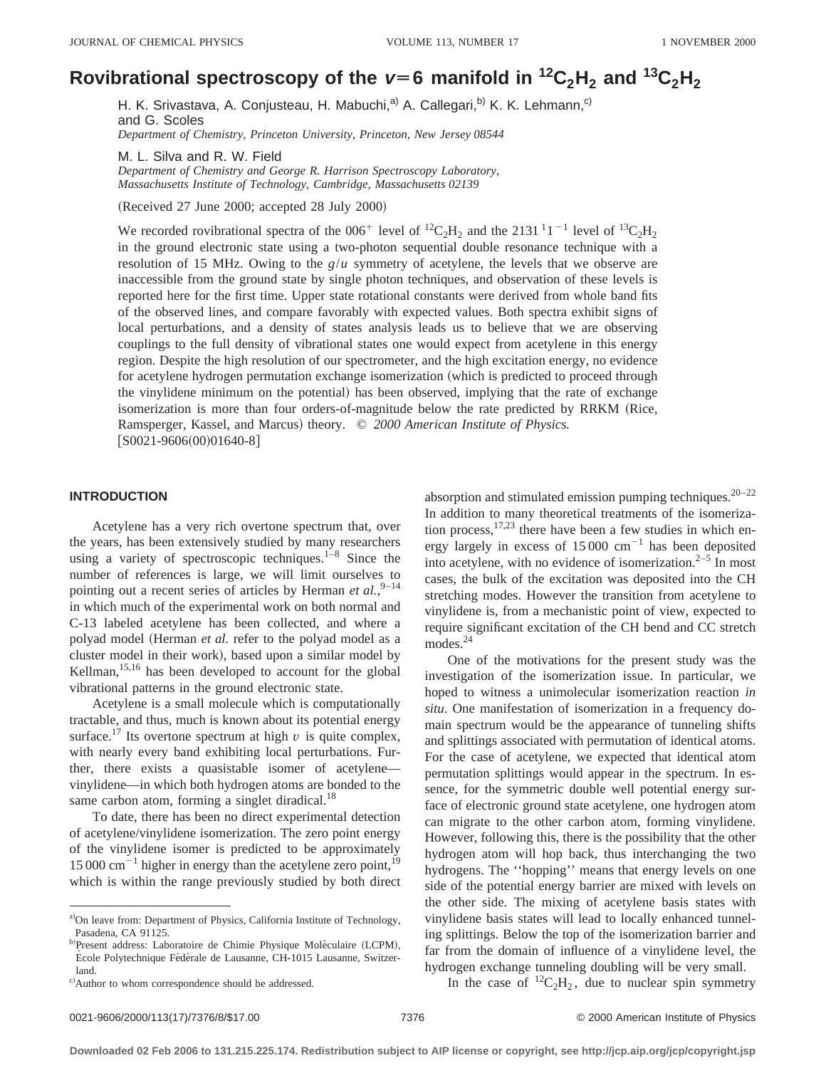# Rovibrational spectroscopy of the $v=6$ manifold in $^{12}C_2H_2$ and $^{13}C_2H_2$

H. K. Srivastava, A. Conjusteau, H. Mabuchi,[a] A. Callegari,[b] K. K. Lehmann,[c] and G. Scoles

*Department of Chemistry, Princeton University, Princeton, New Jersey 08544*

M. L. Silva and R. W. Field

*Department of Chemistry and George R. Harrison Spectroscopy Laboratory, Massachusetts Institute of Technology, Cambridge, Massachusetts 02139*

(Received 27 June 2000; accepted 28 July 2000)

We recorded rovibrational spectra of the $006^+$ level of $^{12}C_2H_2$ and the $2131\,^11^{-1}$ level of $^{13}C_2H_2$ in the ground electronic state using a two-photon sequential double resonance technique with a resolution of 15 MHz. Owing to the $g/u$ symmetry of acetylene, the levels that we observe are inaccessible from the ground state by single photon techniques, and observation of these levels is reported here for the first time. Upper state rotational constants were derived from whole band fits of the observed lines, and compare favorably with expected values. Both spectra exhibit signs of local perturbations, and a density of states analysis leads us to believe that we are observing couplings to the full density of vibrational states one would expect from acetylene in this energy region. Despite the high resolution of our spectrometer, and the high excitation energy, no evidence for acetylene hydrogen permutation exchange isomerization (which is predicted to proceed through the vinylidene minimum on the potential) has been observed, implying that the rate of exchange isomerization is more than four orders-of-magnitude below the rate predicted by RRKM (Rice, Ramsperger, Kassel, and Marcus) theory. © *2000 American Institute of Physics.* [S0021-9606(00)01640-8]

## INTRODUCTION

Acetylene has a very rich overtone spectrum that, over the years, has been extensively studied by many researchers using a variety of spectroscopic techniques.[1–8] Since the number of references is large, we will limit ourselves to pointing out a recent series of articles by Herman *et al.*,[9–14] in which much of the experimental work on both normal and C-13 labeled acetylene has been collected, and where a polyad model (Herman *et al.* refer to the polyad model as a cluster model in their work), based upon a similar model by Kellman,[15,16] has been developed to account for the global vibrational patterns in the ground electronic state.

Acetylene is a small molecule which is computationally tractable, and thus, much is known about its potential energy surface.[17] Its overtone spectrum at high $v$ is quite complex, with nearly every band exhibiting local perturbations. Further, there exists a quasistable isomer of acetylene—vinylidene—in which both hydrogen atoms are bonded to the same carbon atom, forming a singlet diradical.[18]

To date, there has been no direct experimental detection of acetylene/vinylidene isomerization. The zero point energy of the vinylidene isomer is predicted to be approximately 15 000 $cm^{-1}$ higher in energy than the acetylene zero point,[19] which is within the range previously studied by both direct absorption and stimulated emission pumping techniques.[20–22] In addition to many theoretical treatments of the isomerization process,[17,23] there have been a few studies in which energy largely in excess of 15 000 $cm^{-1}$ has been deposited into acetylene, with no evidence of isomerization.[2–5] In most cases, the bulk of the excitation was deposited into the CH stretching modes. However the transition from acetylene to vinylidene is, from a mechanistic point of view, expected to require significant excitation of the CH bend and CC stretch modes.[24]

One of the motivations for the present study was the investigation of the isomerization issue. In particular, we hoped to witness a unimolecular isomerization reaction *in situ*. One manifestation of isomerization in a frequency domain spectrum would be the appearance of tunneling shifts and splittings associated with permutation of identical atoms. For the case of acetylene, we expected that identical atom permutation splittings would appear in the spectrum. In essence, for the symmetric double well potential energy surface of electronic ground state acetylene, one hydrogen atom can migrate to the other carbon atom, forming vinylidene. However, following this, there is the possibility that the other hydrogen atom will hop back, thus interchanging the two hydrogens. The ''hopping'' means that energy levels on one side of the potential energy barrier are mixed with levels on the other side. The mixing of acetylene basis states with vinylidene basis states will lead to locally enhanced tunneling splittings. Below the top of the isomerization barrier and far from the domain of influence of a vinylidene level, the hydrogen exchange tunneling doubling will be very small.

In the case of $^{12}C_2H_2$, due to nuclear spin symmetry

---

[a] On leave from: Department of Physics, California Institute of Technology, Pasadena, CA 91125.

[b] Present address: Laboratoire de Chimie Physique Moléculaire (LCPM), École Polytechnique Fédérale de Lausanne, CH-1015 Lausanne, Switzerland.

[c] Author to whom correspondence should be addressed.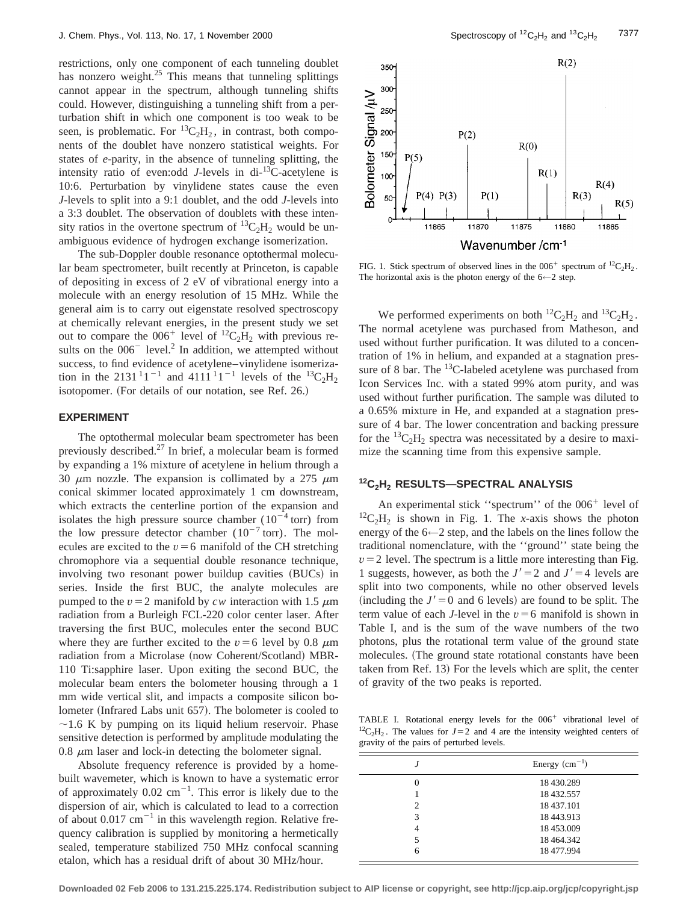restrictions, only one component of each tunneling doublet has nonzero weight.[25] This means that tunneling splittings cannot appear in the spectrum, although tunneling shifts could. However, distinguishing a tunneling shift from a perturbation shift in which one component is too weak to be seen, is problematic. For $^{13}C_2H_2$, in contrast, both components of the doublet have nonzero statistical weights. For states of *e*-parity, in the absence of tunneling splitting, the intensity ratio of even:odd *J*-levels in di-$^{13}$C-acetylene is 10:6. Perturbation by vinylidene states cause the even *J*-levels to split into a 9:1 doublet, and the odd *J*-levels into a 3:3 doublet. The observation of doublets with these intensity ratios in the overtone spectrum of $^{13}C_2H_2$ would be unambiguous evidence of hydrogen exchange isomerization.

The sub-Doppler double resonance optothermal molecular beam spectrometer, built recently at Princeton, is capable of depositing in excess of 2 eV of vibrational energy into a molecule with an energy resolution of 15 MHz. While the general aim is to carry out eigenstate resolved spectroscopy at chemically relevant energies, in the present study we set out to compare the $006^+$ level of $^{12}C_2H_2$ with previous results on the $006^-$ level.[2] In addition, we attempted without success, to find evidence of acetylene–vinylidene isomerization in the $2131\,^1 1^{-1}$ and $4111\,^1 1^{-1}$ levels of the $^{13}C_2H_2$ isotopomer. (For details of our notation, see Ref. 26.)

## EXPERIMENT

The optothermal molecular beam spectrometer has been previously described.[27] In brief, a molecular beam is formed by expanding a 1% mixture of acetylene in helium through a 30 $\mu$m nozzle. The expansion is collimated by a 275 $\mu$m conical skimmer located approximately 1 cm downstream, which extracts the centerline portion of the expansion and isolates the high pressure source chamber ($10^{-4}$ torr) from the low pressure detector chamber ($10^{-7}$ torr). The molecules are excited to the $v=6$ manifold of the CH stretching chromophore via a sequential double resonance technique, involving two resonant power buildup cavities (BUCs) in series. Inside the first BUC, the analyte molecules are pumped to the $v=2$ manifold by *cw* interaction with 1.5 $\mu$m radiation from a Burleigh FCL-220 color center laser. After traversing the first BUC, molecules enter the second BUC where they are further excited to the $v=6$ level by 0.8 $\mu$m radiation from a Microlase (now Coherent/Scotland) MBR-110 Ti:sapphire laser. Upon exiting the second BUC, the molecular beam enters the bolometer housing through a 1 mm wide vertical slit, and impacts a composite silicon bolometer (Infrared Labs unit 657). The bolometer is cooled to ~1.6 K by pumping on its liquid helium reservoir. Phase sensitive detection is performed by amplitude modulating the 0.8 $\mu$m laser and lock-in detecting the bolometer signal.

Absolute frequency reference is provided by a homebuilt wavemeter, which is known to have a systematic error of approximately 0.02 cm$^{-1}$. This error is likely due to the dispersion of air, which is calculated to lead to a correction of about 0.017 cm$^{-1}$ in this wavelength region. Relative frequency calibration is supplied by monitoring a hermetically sealed, temperature stabilized 750 MHz confocal scanning etalon, which has a residual drift of about 30 MHz/hour.

FIG. 1. Stick spectrum of observed lines in the $006^+$ spectrum of $^{12}C_2H_2$. The horizontal axis is the photon energy of the $6\leftarrow2$ step.

We performed experiments on both $^{12}C_2H_2$ and $^{13}C_2H_2$. The normal acetylene was purchased from Matheson, and used without further purification. It was diluted to a concentration of 1% in helium, and expanded at a stagnation pressure of 8 bar. The $^{13}$C-labeled acetylene was purchased from Icon Services Inc. with a stated 99% atom purity, and was used without further purification. The sample was diluted to a 0.65% mixture in He, and expanded at a stagnation pressure of 4 bar. The lower concentration and backing pressure for the $^{13}C_2H_2$ spectra was necessitated by a desire to maximize the scanning time from this expensive sample.

## $^{12}C_2H_2$ RESULTS—SPECTRAL ANALYSIS

An experimental stick "spectrum" of the $006^+$ level of $^{12}C_2H_2$ is shown in Fig. 1. The *x*-axis shows the photon energy of the $6\leftarrow2$ step, and the labels on the lines follow the traditional nomenclature, with the "ground" state being the $v=2$ level. The spectrum is a little more interesting than Fig. 1 suggests, however, as both the $J'=2$ and $J'=4$ levels are split into two components, while no other observed levels (including the $J'=0$ and 6 levels) are found to be split. The term value of each *J*-level in the $v=6$ manifold is shown in Table I, and is the sum of the wave numbers of the two photons, plus the rotational term value of the ground state molecules. (The ground state rotational constants have been taken from Ref. 13) For the levels which are split, the center of gravity of the two peaks is reported.

TABLE I. Rotational energy levels for the $006^+$ vibrational level of $^{12}C_2H_2$. The values for $J=2$ and 4 are the intensity weighted centers of gravity of the pairs of perturbed levels.

| $J$ | Energy (cm$^{-1}$) |
|---|---|
| 0 | 18 430.289 |
| 1 | 18 432.557 |
| 2 | 18 437.101 |
| 3 | 18 443.913 |
| 4 | 18 453.009 |
| 5 | 18 464.342 |
| 6 | 18 477.994 |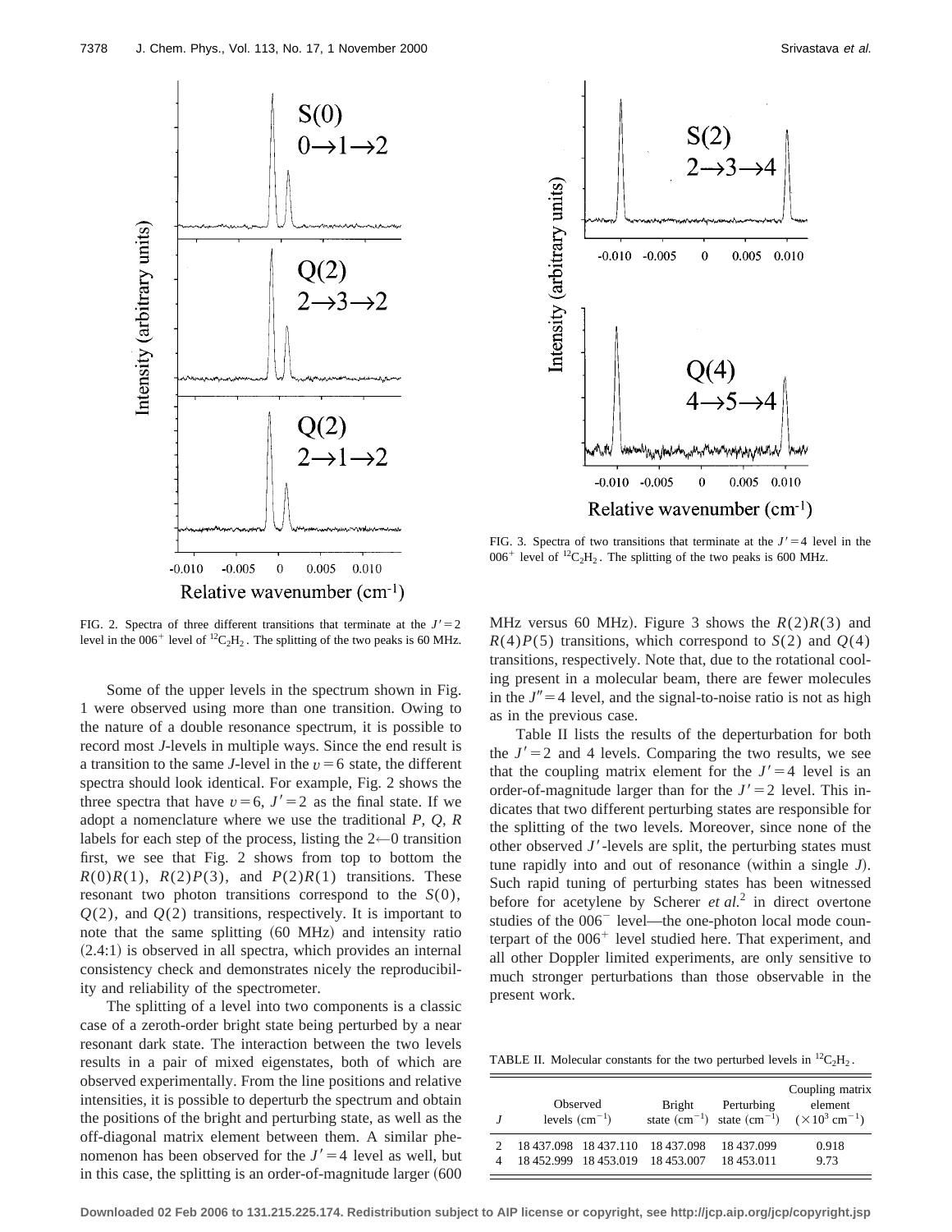FIG. 2. Spectra of three different transitions that terminate at the $J'=2$ level in the $006^+$ level of $^{12}C_2H_2$. The splitting of the two peaks is 60 MHz.

FIG. 3. Spectra of two transitions that terminate at the $J'=4$ level in the $006^+$ level of $^{12}C_2H_2$. The splitting of the two peaks is 600 MHz.

Some of the upper levels in the spectrum shown in Fig. 1 were observed using more than one transition. Owing to the nature of a double resonance spectrum, it is possible to record most *J*-levels in multiple ways. Since the end result is a transition to the same *J*-level in the $v=6$ state, the different spectra should look identical. For example, Fig. 2 shows the three spectra that have $v=6$, $J'=2$ as the final state. If we adopt a nomenclature where we use the traditional *P*, *Q*, *R* labels for each step of the process, listing the $2\leftarrow0$ transition first, we see that Fig. 2 shows from top to bottom the $R(0)R(1)$, $R(2)P(3)$, and $P(2)R(1)$ transitions. These resonant two photon transitions correspond to the $S(0)$, $Q(2)$, and $Q(2)$ transitions, respectively. It is important to note that the same splitting (60 MHz) and intensity ratio (2.4:1) is observed in all spectra, which provides an internal consistency check and demonstrates nicely the reproducibility and reliability of the spectrometer.

The splitting of a level into two components is a classic case of a zeroth-order bright state being perturbed by a near resonant dark state. The interaction between the two levels results in a pair of mixed eigenstates, both of which are observed experimentally. From the line positions and relative intensities, it is possible to deperturb the spectrum and obtain the positions of the bright and perturbing state, as well as the off-diagonal matrix element between them. A similar phenomenon has been observed for the $J'=4$ level as well, but in this case, the splitting is an order-of-magnitude larger (600 MHz versus 60 MHz). Figure 3 shows the $R(2)R(3)$ and $R(4)P(5)$ transitions, which correspond to $S(2)$ and $Q(4)$ transitions, respectively. Note that, due to the rotational cooling present in a molecular beam, there are fewer molecules in the $J''=4$ level, and the signal-to-noise ratio is not as high as in the previous case.

Table II lists the results of the deperturbation for both the $J'=2$ and 4 levels. Comparing the two results, we see that the coupling matrix element for the $J'=4$ level is an order-of-magnitude larger than for the $J'=2$ level. This indicates that two different perturbing states are responsible for the splitting of the two levels. Moreover, since none of the other observed $J'$-levels are split, the perturbing states must tune rapidly into and out of resonance (within a single *J*). Such rapid tuning of perturbing states has been witnessed before for acetylene by Scherer *et al.*[2] in direct overtone studies of the $006^-$ level—the one-photon local mode counterpart of the $006^+$ level studied here. That experiment, and all other Doppler limited experiments, are only sensitive to much stronger perturbations than those observable in the present work.

TABLE II. Molecular constants for the two perturbed levels in $^{12}C_2H_2$.

| *J* | Observed levels ($cm^{-1}$) | | Bright state ($cm^{-1}$) | Perturbing state ($cm^{-1}$) | Coupling matrix element ($\times10^3$ $cm^{-1}$) |
|---|---|---|---|---|---|
| 2 | 18 437.098 | 18 437.110 | 18 437.098 | 18 437.099 | 0.918 |
| 4 | 18 452.999 | 18 453.019 | 18 453.007 | 18 453.011 | 9.73 |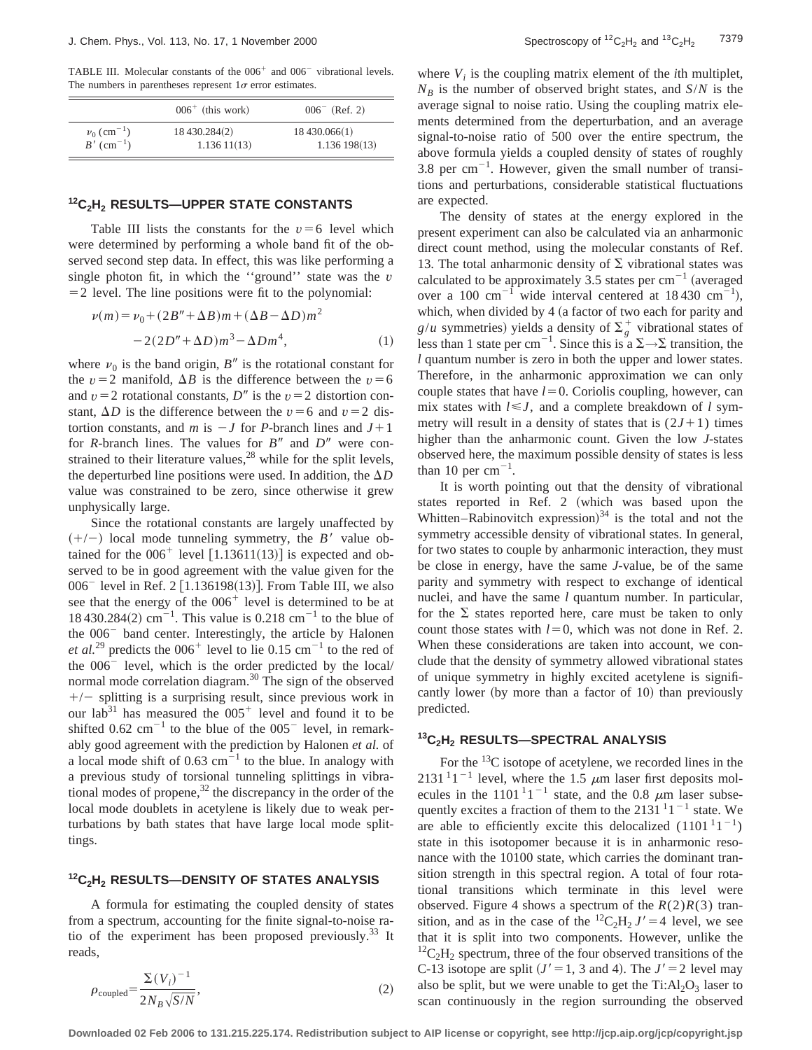TABLE III. Molecular constants of the $006^+$ and $006^-$ vibrational levels. The numbers in parentheses represent $1\sigma$ error estimates.

| | $006^+$ (this work) | $006^-$ (Ref. 2) |
|---|---|---|
| $\nu_0$ (cm$^{-1}$) | 18 430.284(2) | 18 430.066(1) |
| $B'$ (cm$^{-1}$) | 1.136 11(13) | 1.136 198(13) |

## $^{12}C_2H_2$ RESULTS—UPPER STATE CONSTANTS

Table III lists the constants for the $v=6$ level which were determined by performing a whole band fit of the observed second step data. In effect, this was like performing a single photon fit, in which the ''ground'' state was the $v=2$ level. The line positions were fit to the polynomial:

$$\nu(m)=\nu_0+(2B''+\Delta B)m+(\Delta B-\Delta D)m^2 -2(2D''+\Delta D)m^3-\Delta D m^4, \tag{1}$$

where $\nu_0$ is the band origin, $B''$ is the rotational constant for the $v=2$ manifold, $\Delta B$ is the difference between the $v=6$ and $v=2$ rotational constants, $D''$ is the $v=2$ distortion constant, $\Delta D$ is the difference between the $v=6$ and $v=2$ distortion constants, and $m$ is $-J$ for $P$-branch lines and $J+1$ for $R$-branch lines. The values for $B''$ and $D''$ were constrained to their literature values,[28] while for the split levels, the deperturbed line positions were used. In addition, the $\Delta D$ value was constrained to be zero, since otherwise it grew unphysically large.

Since the rotational constants are largely unaffected by $(+/-)$ local mode tunneling symmetry, the $B'$ value obtained for the $006^+$ level [1.13611(13)] is expected and observed to be in good agreement with the value given for the $006^-$ level in Ref. 2 [1.136198(13)]. From Table III, we also see that the energy of the $006^+$ level is determined to be at 18 430.284(2) cm$^{-1}$. This value is 0.218 cm$^{-1}$ to the blue of the $006^-$ band center. Interestingly, the article by Halonen *et al.*[29] predicts the $006^+$ level to lie 0.15 cm$^{-1}$ to the red of the $006^-$ level, which is the order predicted by the local/normal mode correlation diagram.[30] The sign of the observed $+/-$ splitting is a surprising result, since previous work in our lab[31] has measured the $005^+$ level and found it to be shifted 0.62 cm$^{-1}$ to the blue of the $005^-$ level, in remarkably good agreement with the prediction by Halonen *et al.* of a local mode shift of 0.63 cm$^{-1}$ to the blue. In analogy with a previous study of torsional tunneling splittings in vibrational modes of propene,[32] the discrepancy in the order of the local mode doublets in acetylene is likely due to weak perturbations by bath states that have large local mode splittings.

## $^{12}C_2H_2$ RESULTS—DENSITY OF STATES ANALYSIS

A formula for estimating the coupled density of states from a spectrum, accounting for the finite signal-to-noise ratio of the experiment has been proposed previously.[33] It reads,

$$\rho_{\text{coupled}}=\frac{\Sigma(V_i)^{-1}}{2N_B\sqrt{S/N}}, \tag{2}$$

where $V_i$ is the coupling matrix element of the $i$th multiplet, $N_B$ is the number of observed bright states, and $S/N$ is the average signal to noise ratio. Using the coupling matrix elements determined from the deperturbation, and an average signal-to-noise ratio of 500 over the entire spectrum, the above formula yields a coupled density of states of roughly 3.8 per cm$^{-1}$. However, given the small number of transitions and perturbations, considerable statistical fluctuations are expected.

The density of states at the energy explored in the present experiment can also be calculated via an anharmonic direct count method, using the molecular constants of Ref. 13. The total anharmonic density of $\Sigma$ vibrational states was calculated to be approximately 3.5 states per cm$^{-1}$ (averaged over a 100 cm$^{-1}$ wide interval centered at 18 430 cm$^{-1}$), which, when divided by 4 (a factor of two each for parity and $g/u$ symmetries) yields a density of $\Sigma_g^+$ vibrational states of less than 1 state per cm$^{-1}$. Since this is a $\Sigma\rightarrow\Sigma$ transition, the $l$ quantum number is zero in both the upper and lower states. Therefore, in the anharmonic approximation we can only couple states that have $l=0$. Coriolis coupling, however, can mix states with $l\leq J$, and a complete breakdown of $l$ symmetry will result in a density of states that is $(2J+1)$ times higher than the anharmonic count. Given the low $J$-states observed here, the maximum possible density of states is less than 10 per cm$^{-1}$.

It is worth pointing out that the density of vibrational states reported in Ref. 2 (which was based upon the Whitten–Rabinovitch expression)[34] is the total and not the symmetry accessible density of vibrational states. In general, for two states to couple by anharmonic interaction, they must be close in energy, have the same $J$-value, be of the same parity and symmetry with respect to exchange of identical nuclei, and have the same $l$ quantum number. In particular, for the $\Sigma$ states reported here, care must be taken to only count those states with $l=0$, which was not done in Ref. 2. When these considerations are taken into account, we conclude that the density of symmetry allowed vibrational states of unique symmetry in highly excited acetylene is significantly lower (by more than a factor of 10) than previously predicted.

## $^{13}C_2H_2$ RESULTS—SPECTRAL ANALYSIS

For the $^{13}$C isotope of acetylene, we recorded lines in the $2131\,^11^{-1}$ level, where the 1.5 $\mu$m laser first deposits molecules in the $1101\,^11^{-1}$ state, and the 0.8 $\mu$m laser subsequently excites a fraction of them to the $2131\,^11^{-1}$ state. We are able to efficiently excite this delocalized $(1101\,^11^{-1})$ state in this isotopomer because it is in anharmonic resonance with the 10100 state, which carries the dominant transition strength in this spectral region. A total of four rotational transitions which terminate in this level were observed. Figure 4 shows a spectrum of the $R(2)R(3)$ transition, and as in the case of the $^{12}C_2H_2$ $J'=4$ level, we see that it is split into two components. However, unlike the $^{12}C_2H_2$ spectrum, three of the four observed transitions of the C-13 isotope are split ($J'=1$, 3 and 4). The $J'=2$ level may also be split, but we were unable to get the Ti:$Al_2O_3$ laser to scan continuously in the region surrounding the observed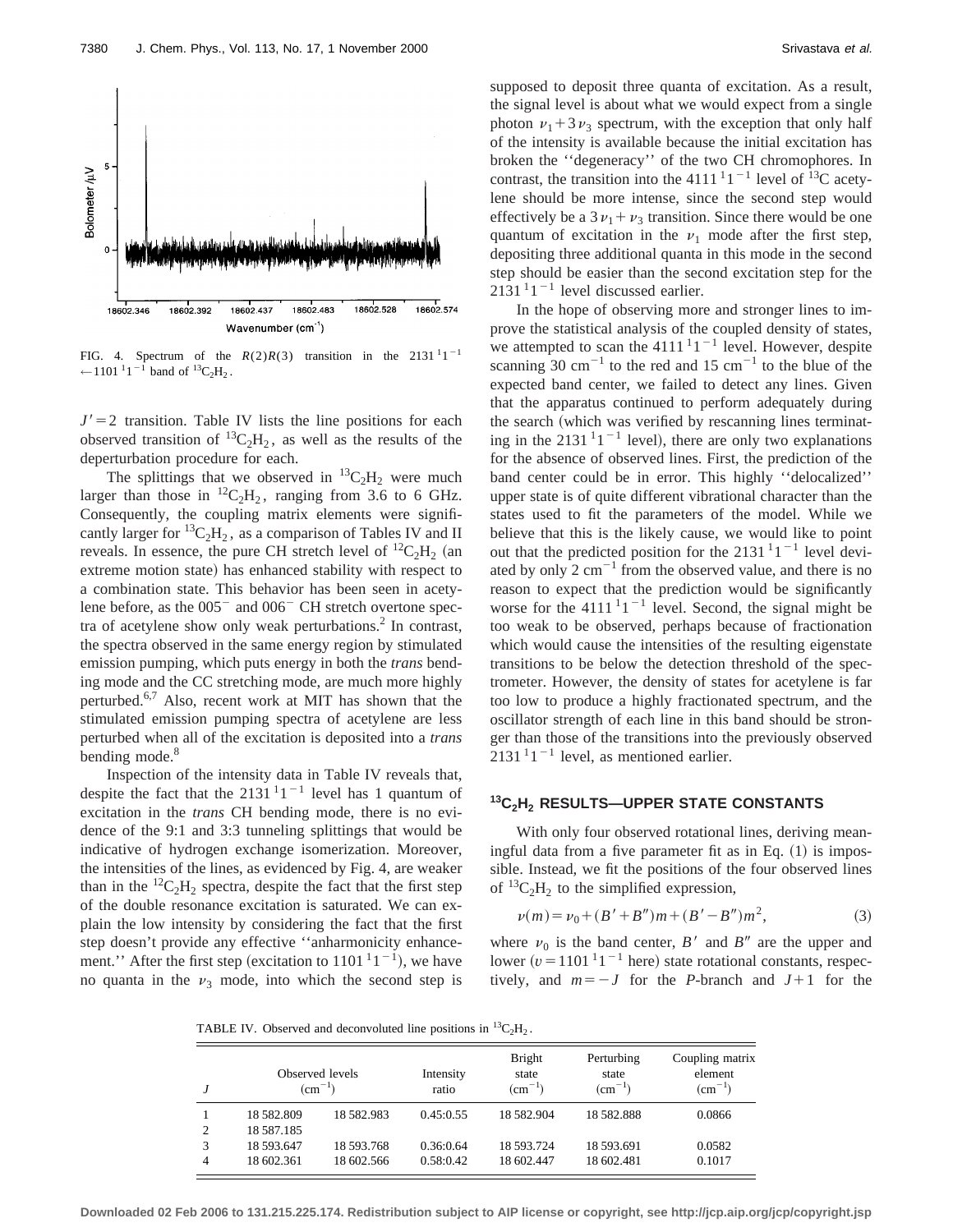FIG. 4. Spectrum of the $R(2)R(3)$ transition in the $2131\,^1 1^{-1} \leftarrow 1101\,^1 1^{-1}$ band of $^{13}C_2H_2$.

$J'=2$ transition. Table IV lists the line positions for each observed transition of $^{13}C_2H_2$, as well as the results of the deperturbation procedure for each.

The splittings that we observed in $^{13}C_2H_2$ were much larger than those in $^{12}C_2H_2$, ranging from 3.6 to 6 GHz. Consequently, the coupling matrix elements were significantly larger for $^{13}C_2H_2$, as a comparison of Tables IV and II reveals. In essence, the pure CH stretch level of $^{12}C_2H_2$ (an extreme motion state) has enhanced stability with respect to a combination state. This behavior has been seen in acetylene before, as the $005^-$ and $006^-$ CH stretch overtone spectra of acetylene show only weak perturbations.[2] In contrast, the spectra observed in the same energy region by stimulated emission pumping, which puts energy in both the *trans* bending mode and the CC stretching mode, are much more highly perturbed.[6,7] Also, recent work at MIT has shown that the stimulated emission pumping spectra of acetylene are less perturbed when all of the excitation is deposited into a *trans* bending mode.[8]

Inspection of the intensity data in Table IV reveals that, despite the fact that the $2131\,^1 1^{-1}$ level has 1 quantum of excitation in the *trans* CH bending mode, there is no evidence of the 9:1 and 3:3 tunneling splittings that would be indicative of hydrogen exchange isomerization. Moreover, the intensities of the lines, as evidenced by Fig. 4, are weaker than in the $^{12}C_2H_2$ spectra, despite the fact that the first step of the double resonance excitation is saturated. We can explain the low intensity by considering the fact that the first step doesn't provide any effective ''anharmonicity enhancement.'' After the first step (excitation to $1101\,^1 1^{-1}$), we have no quanta in the $\nu_3$ mode, into which the second step is supposed to deposit three quanta of excitation. As a result, the signal level is about what we would expect from a single photon $\nu_1+3\nu_3$ spectrum, with the exception that only half of the intensity is available because the initial excitation has broken the ''degeneracy'' of the two CH chromophores. In contrast, the transition into the $4111\,^1 1^{-1}$ level of $^{13}C$ acetylene should be more intense, since the second step would effectively be a $3\nu_1+\nu_3$ transition. Since there would be one quantum of excitation in the $\nu_1$ mode after the first step, depositing three additional quanta in this mode in the second step should be easier than the second excitation step for the $2131\,^1 1^{-1}$ level discussed earlier.

In the hope of observing more and stronger lines to improve the statistical analysis of the coupled density of states, we attempted to scan the $4111\,^1 1^{-1}$ level. However, despite scanning 30 $cm^{-1}$ to the red and 15 $cm^{-1}$ to the blue of the expected band center, we failed to detect any lines. Given that the apparatus continued to perform adequately during the search (which was verified by rescanning lines terminating in the $2131\,^1 1^{-1}$ level), there are only two explanations for the absence of observed lines. First, the prediction of the band center could be in error. This highly ''delocalized'' upper state is of quite different vibrational character than the states used to fit the parameters of the model. While we believe that this is the likely cause, we would like to point out that the predicted position for the $2131\,^1 1^{-1}$ level deviated by only 2 $cm^{-1}$ from the observed value, and there is no reason to expect that the prediction would be significantly worse for the $4111\,^1 1^{-1}$ level. Second, the signal might be too weak to be observed, perhaps because of fractionation which would cause the intensities of the resulting eigenstate transitions to be below the detection threshold of the spectrometer. However, the density of states for acetylene is far too low to produce a highly fractionated spectrum, and the oscillator strength of each line in this band should be stronger than those of the transitions into the previously observed $2131\,^1 1^{-1}$ level, as mentioned earlier.

## $^{13}C_2H_2$ RESULTS—UPPER STATE CONSTANTS

With only four observed rotational lines, deriving meaningful data from a five parameter fit as in Eq. (1) is impossible. Instead, we fit the positions of the four observed lines of $^{13}C_2H_2$ to the simplified expression,

$$\nu(m)=\nu_0+(B'+B'')m+(B'-B'')m^2, \tag{3}$$

where $\nu_0$ is the band center, $B'$ and $B''$ are the upper and lower ($v=1101\,^1 1^{-1}$ here) state rotational constants, respectively, and $m=-J$ for the $P$-branch and $J+1$ for the

TABLE IV. Observed and deconvoluted line positions in $^{13}C_2H_2$.

| $J$ | Observed levels ($cm^{-1}$) | | Intensity ratio | Bright state ($cm^{-1}$) | Perturbing state ($cm^{-1}$) | Coupling matrix element ($cm^{-1}$) |
|---|---|---|---|---|---|---|
| 1 | 18 582.809 | 18 582.983 | 0.45:0.55 | 18 582.904 | 18 582.888 | 0.0866 |
| 2 | 18 587.185 | | | | | |
| 3 | 18 593.647 | 18 593.768 | 0.36:0.64 | 18 593.724 | 18 593.691 | 0.0582 |
| 4 | 18 602.361 | 18 602.566 | 0.58:0.42 | 18 602.447 | 18 602.481 | 0.1017 |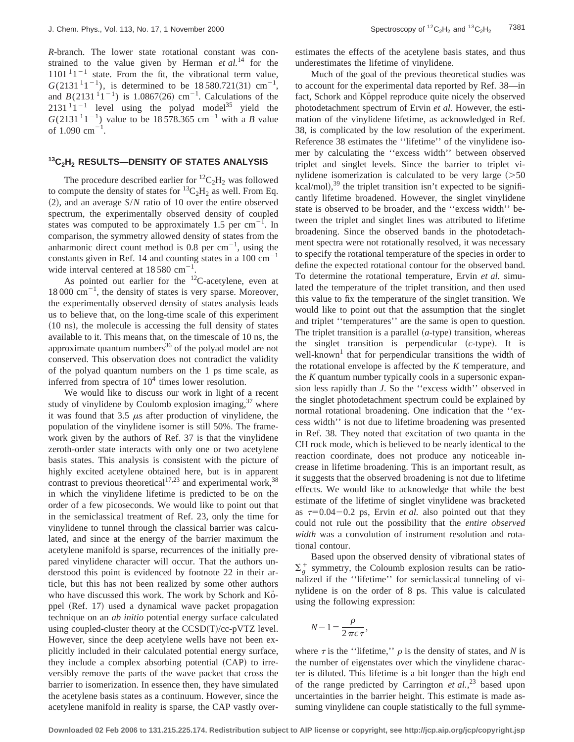*R*-branch. The lower state rotational constant was constrained to the value given by Herman *et al.*[14] for the $1101\,^{1}1^{-1}$ state. From the fit, the vibrational term value, $G(2131\,^{1}1^{-1})$, is determined to be $18\,580.721(31)\ \mathrm{cm}^{-1}$, and $B(2131\,^{1}1^{-1})$ is $1.0867(26)\ \mathrm{cm}^{-1}$. Calculations of the $2131\,^{1}1^{-1}$ level using the polyad model[35] yield the $G(2131\,^{1}1^{-1})$ value to be $18\,578.365\ \mathrm{cm}^{-1}$ with a $B$ value of $1.090\ \mathrm{cm}^{-1}$.

## $^{13}C_2H_2$ RESULTS—DENSITY OF STATES ANALYSIS

The procedure described earlier for $^{12}C_2H_2$ was followed to compute the density of states for $^{13}C_2H_2$ as well. From Eq. (2), and an average $S/N$ ratio of 10 over the entire observed spectrum, the experimentally observed density of coupled states was computed to be approximately 1.5 per $\mathrm{cm}^{-1}$. In comparison, the symmetry allowed density of states from the anharmonic direct count method is 0.8 per $\mathrm{cm}^{-1}$, using the constants given in Ref. 14 and counting states in a $100\ \mathrm{cm}^{-1}$ wide interval centered at $18\,580\ \mathrm{cm}^{-1}$.

As pointed out earlier for the $^{12}$C-acetylene, even at $18\,000\ \mathrm{cm}^{-1}$, the density of states is very sparse. Moreover, the experimentally observed density of states analysis leads us to believe that, on the long-time scale of this experiment (10 ns), the molecule is accessing the full density of states available to it. This means that, on the timescale of 10 ns, the approximate quantum numbers[36] of the polyad model are not conserved. This observation does not contradict the validity of the polyad quantum numbers on the 1 ps time scale, as inferred from spectra of $10^4$ times lower resolution.

We would like to discuss our work in light of a recent study of vinylidene by Coulomb explosion imaging,[37] where it was found that 3.5 $\mu$s after production of vinylidene, the population of the vinylidene isomer is still 50%. The framework given by the authors of Ref. 37 is that the vinylidene zeroth-order state interacts with only one or two acetylene basis states. This analysis is consistent with the picture of highly excited acetylene obtained here, but is in apparent contrast to previous theoretical[17,23] and experimental work,[38] in which the vinylidene lifetime is predicted to be on the order of a few picoseconds. We would like to point out that in the semiclassical treatment of Ref. 23, only the time for vinylidene to tunnel through the classical barrier was calculated, and since at the energy of the barrier maximum the acetylene manifold is sparse, recurrences of the initially prepared vinylidene character will occur. That the authors understood this point is evidenced by footnote 22 in their article, but this has not been realized by some other authors who have discussed this work. The work by Schork and Köppel (Ref. 17) used a dynamical wave packet propagation technique on an *ab initio* potential energy surface calculated using coupled-cluster theory at the CCSD(T)/cc-pVTZ level. However, since the deep acetylene wells have not been explicitly included in their calculated potential energy surface, they include a complex absorbing potential (CAP) to irreversibly remove the parts of the wave packet that cross the barrier to isomerization. In essence then, they have simulated the acetylene basis states as a continuum. However, since the acetylene manifold in reality is sparse, the CAP vastly overestimates the effects of the acetylene basis states, and thus underestimates the lifetime of vinylidene.

Much of the goal of the previous theoretical studies was to account for the experimental data reported by Ref. 38—in fact, Schork and Köppel reproduce quite nicely the observed photodetachment spectrum of Ervin *et al.* However, the estimation of the vinylidene lifetime, as acknowledged in Ref. 38, is complicated by the low resolution of the experiment. Reference 38 estimates the ''lifetime'' of the vinylidene isomer by calculating the ''excess width'' between observed triplet and singlet levels. Since the barrier to triplet vinylidene isomerization is calculated to be very large (>50 kcal/mol),[39] the triplet transition isn't expected to be significantly lifetime broadened. However, the singlet vinylidene state is observed to be broader, and the ''excess width'' between the triplet and singlet lines was attributed to lifetime broadening. Since the observed bands in the photodetachment spectra were not rotationally resolved, it was necessary to specify the rotational temperature of the species in order to define the expected rotational contour for the observed band. To determine the rotational temperature, Ervin *et al.* simulated the temperature of the triplet transition, and then used this value to fix the temperature of the singlet transition. We would like to point out that the assumption that the singlet and triplet ''temperatures'' are the same is open to question. The triplet transition is a parallel (*a*-type) transition, whereas the singlet transition is perpendicular (*c*-type). It is well-known[1] that for perpendicular transitions the width of the rotational envelope is affected by the $K$ temperature, and the $K$ quantum number typically cools in a supersonic expansion less rapidly than $J$. So the ''excess width'' observed in the singlet photodetachment spectrum could be explained by normal rotational broadening. One indication that the ''excess width'' is not due to lifetime broadening was presented in Ref. 38. They noted that excitation of two quanta in the CH rock mode, which is believed to be nearly identical to the reaction coordinate, does not produce any noticeable increase in lifetime broadening. This is an important result, as it suggests that the observed broadening is not due to lifetime effects. We would like to acknowledge that while the best estimate of the lifetime of singlet vinylidene was bracketed as $\tau = 0.04-0.2$ ps, Ervin *et al.* also pointed out that they could not rule out the possibility that the *entire observed width* was a convolution of instrument resolution and rotational contour.

Based upon the observed density of vibrational states of $\Sigma_g^+$ symmetry, the Coloumb explosion results can be rationalized if the ''lifetime'' for semiclassical tunneling of vinylidene is on the order of 8 ps. This value is calculated using the following expression:

$$N - 1 = \frac{\rho}{2\pi c \tau},$$

where $\tau$ is the ''lifetime,'' $\rho$ is the density of states, and $N$ is the number of eigenstates over which the vinylidene character is diluted. This lifetime is a bit longer than the high end of the range predicted by Carrington *et al.*,[23] based upon uncertainties in the barrier height. This estimate is made assuming vinylidene can couple statistically to the full symme-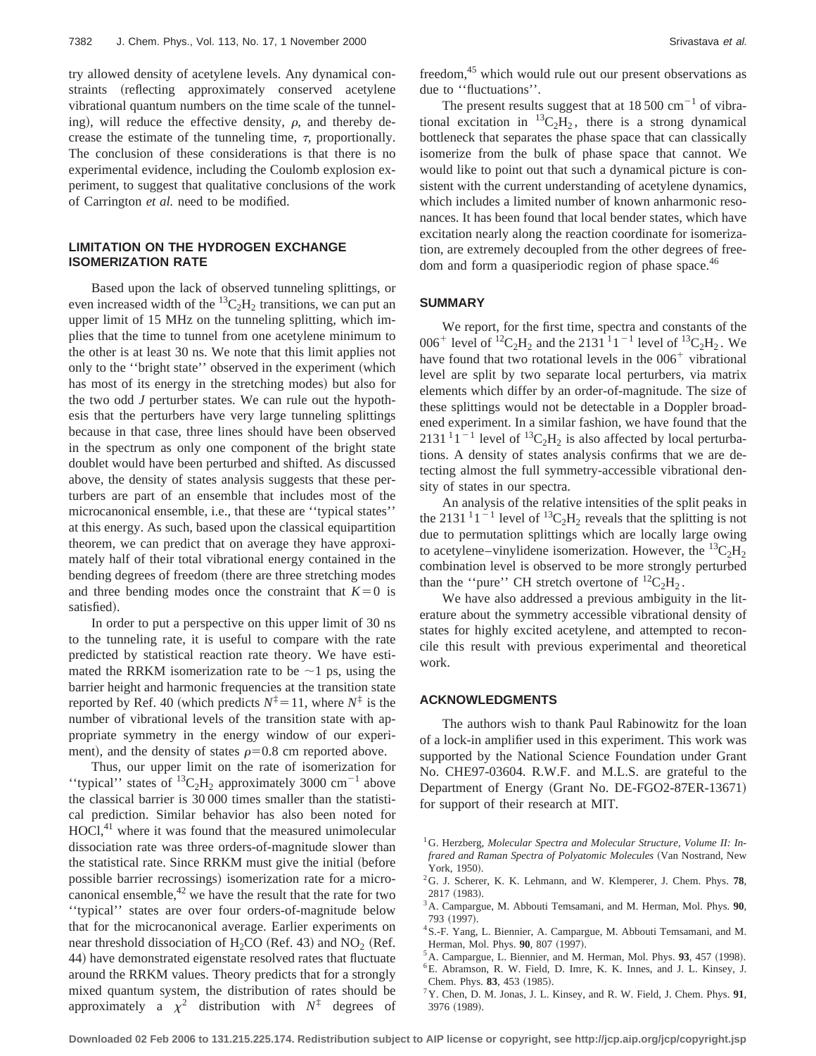try allowed density of acetylene levels. Any dynamical constraints (reflecting approximately conserved acetylene vibrational quantum numbers on the time scale of the tunneling), will reduce the effective density, $\rho$, and thereby decrease the estimate of the tunneling time, $\tau$, proportionally. The conclusion of these considerations is that there is no experimental evidence, including the Coulomb explosion experiment, to suggest that qualitative conclusions of the work of Carrington *et al.* need to be modified.

## LIMITATION ON THE HYDROGEN EXCHANGE ISOMERIZATION RATE

Based upon the lack of observed tunneling splittings, or even increased width of the $^{13}C_2H_2$ transitions, we can put an upper limit of 15 MHz on the tunneling splitting, which implies that the time to tunnel from one acetylene minimum to the other is at least 30 ns. We note that this limit applies not only to the ''bright state'' observed in the experiment (which has most of its energy in the stretching modes) but also for the two odd $J$ perturber states. We can rule out the hypothesis that the perturbers have very large tunneling splittings because in that case, three lines should have been observed in the spectrum as only one component of the bright state doublet would have been perturbed and shifted. As discussed above, the density of states analysis suggests that these perturbers are part of an ensemble that includes most of the microcanonical ensemble, i.e., that these are ''typical states'' at this energy. As such, based upon the classical equipartition theorem, we can predict that on average they have approximately half of their total vibrational energy contained in the bending degrees of freedom (there are three stretching modes and three bending modes once the constraint that $K=0$ is satisfied).

In order to put a perspective on this upper limit of 30 ns to the tunneling rate, it is useful to compare with the rate predicted by statistical reaction rate theory. We have estimated the RRKM isomerization rate to be $\sim$1 ps, using the barrier height and harmonic frequencies at the transition state reported by Ref. 40 (which predicts $N^{\ddagger}=11$, where $N^{\ddagger}$ is the number of vibrational levels of the transition state with appropriate symmetry in the energy window of our experiment), and the density of states $\rho=0.8$ cm reported above.

Thus, our upper limit on the rate of isomerization for ''typical'' states of $^{13}C_2H_2$ approximately 3000 cm$^{-1}$ above the classical barrier is 30 000 times smaller than the statistical prediction. Similar behavior has also been noted for HOCl,[41] where it was found that the measured unimolecular dissociation rate was three orders-of-magnitude slower than the statistical rate. Since RRKM must give the initial (before possible barrier recrossings) isomerization rate for a microcanonical ensemble,[42] we have the result that the rate for two ''typical'' states are over four orders-of-magnitude below that for the microcanonical average. Earlier experiments on near threshold dissociation of $H_2CO$ (Ref. 43) and $NO_2$ (Ref. 44) have demonstrated eigenstate resolved rates that fluctuate around the RRKM values. Theory predicts that for a strongly mixed quantum system, the distribution of rates should be approximately a $\chi^2$ distribution with $N^{\ddagger}$ degrees of freedom,[45] which would rule out our present observations as due to ''fluctuations''.

The present results suggest that at 18 500 cm$^{-1}$ of vibrational excitation in $^{13}C_2H_2$, there is a strong dynamical bottleneck that separates the phase space that can classically isomerize from the bulk of phase space that cannot. We would like to point out that such a dynamical picture is consistent with the current understanding of acetylene dynamics, which includes a limited number of known anharmonic resonances. It has been found that local bender states, which have excitation nearly along the reaction coordinate for isomerization, are extremely decoupled from the other degrees of freedom and form a quasiperiodic region of phase space.[46]

## SUMMARY

We report, for the first time, spectra and constants of the $006^{+}$ level of $^{12}C_2H_2$ and the $2131\,^{1}1^{-1}$ level of $^{13}C_2H_2$. We have found that two rotational levels in the $006^{+}$ vibrational level are split by two separate local perturbers, via matrix elements which differ by an order-of-magnitude. The size of these splittings would not be detectable in a Doppler broadened experiment. In a similar fashion, we have found that the $2131\,^{1}1^{-1}$ level of $^{13}C_2H_2$ is also affected by local perturbations. A density of states analysis confirms that we are detecting almost the full symmetry-accessible vibrational density of states in our spectra.

An analysis of the relative intensities of the split peaks in the $2131\,^{1}1^{-1}$ level of $^{13}C_2H_2$ reveals that the splitting is not due to permutation splittings which are locally large owing to acetylene–vinylidene isomerization. However, the $^{13}C_2H_2$ combination level is observed to be more strongly perturbed than the ''pure'' CH stretch overtone of $^{12}C_2H_2$.

We have also addressed a previous ambiguity in the literature about the symmetry accessible vibrational density of states for highly excited acetylene, and attempted to reconcile this result with previous experimental and theoretical work.

## ACKNOWLEDGMENTS

The authors wish to thank Paul Rabinowitz for the loan of a lock-in amplifier used in this experiment. This work was supported by the National Science Foundation under Grant No. CHE97-03604. R.W.F. and M.L.S. are grateful to the Department of Energy (Grant No. DE-FGO2-87ER-13671) for support of their research at MIT.

[1] G. Herzberg, *Molecular Spectra and Molecular Structure, Volume II: Infrared and Raman Spectra of Polyatomic Molecules* (Van Nostrand, New York, 1950).

[2] G. J. Scherer, K. K. Lehmann, and W. Klemperer, J. Chem. Phys. **78**, 2817 (1983).

[3] A. Campargue, M. Abbouti Temsamani, and M. Herman, Mol. Phys. **90**, 793 (1997).

[4] S.-F. Yang, L. Biennier, A. Campargue, M. Abbouti Temsamani, and M. Herman, Mol. Phys. **90**, 807 (1997).

[5] A. Campargue, L. Biennier, and M. Herman, Mol. Phys. **93**, 457 (1998).

[6] E. Abramson, R. W. Field, D. Imre, K. K. Innes, and J. L. Kinsey, J. Chem. Phys. **83**, 453 (1985).

[7] Y. Chen, D. M. Jonas, J. L. Kinsey, and R. W. Field, J. Chem. Phys. **91**, 3976 (1989).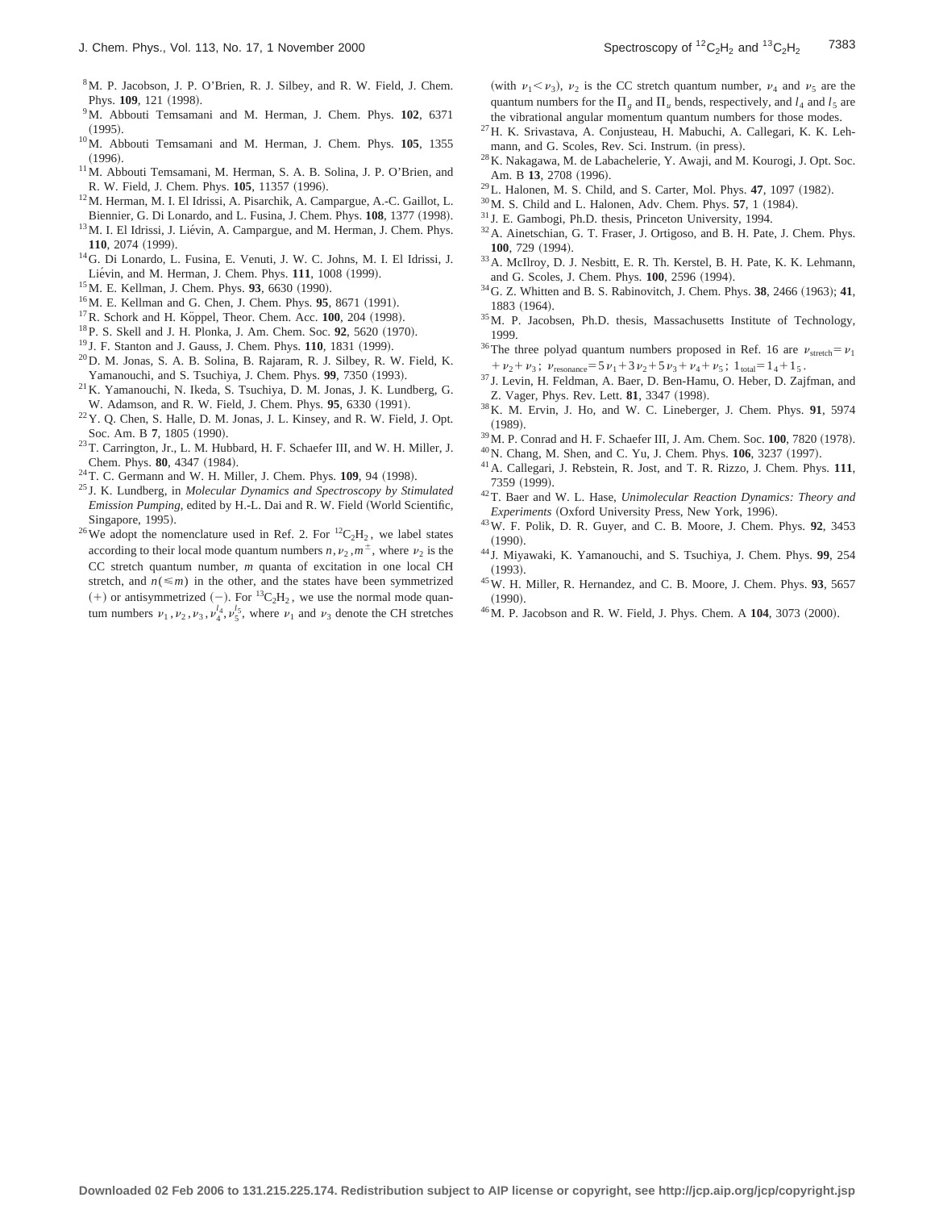[8] M. P. Jacobson, J. P. O'Brien, R. J. Silbey, and R. W. Field, J. Chem. Phys. **109**, 121 (1998).

[9] M. Abbouti Temsamani and M. Herman, J. Chem. Phys. **102**, 6371 (1995).

[10] M. Abbouti Temsamani and M. Herman, J. Chem. Phys. **105**, 1355 (1996).

[11] M. Abbouti Temsamani, M. Herman, S. A. B. Solina, J. P. O'Brien, and R. W. Field, J. Chem. Phys. **105**, 11357 (1996).

[12] M. Herman, M. I. El Idrissi, A. Pisarchik, A. Campargue, A.-C. Gaillot, L. Biennier, G. Di Lonardo, and L. Fusina, J. Chem. Phys. **108**, 1377 (1998).

[13] M. I. El Idrissi, J. Liévin, A. Campargue, and M. Herman, J. Chem. Phys. **110**, 2074 (1999).

[14] G. Di Lonardo, L. Fusina, E. Venuti, J. W. C. Johns, M. I. El Idrissi, J. Liévin, and M. Herman, J. Chem. Phys. **111**, 1008 (1999).

[15] M. E. Kellman, J. Chem. Phys. **93**, 6630 (1990).

[16] M. E. Kellman and G. Chen, J. Chem. Phys. **95**, 8671 (1991).

[17] R. Schork and H. Köppel, Theor. Chem. Acc. **100**, 204 (1998).

[18] P. S. Skell and J. H. Plonka, J. Am. Chem. Soc. **92**, 5620 (1970).

[19] J. F. Stanton and J. Gauss, J. Chem. Phys. **110**, 1831 (1999).

[20] D. M. Jonas, S. A. B. Solina, B. Rajaram, R. J. Silbey, R. W. Field, K. Yamanouchi, and S. Tsuchiya, J. Chem. Phys. **99**, 7350 (1993).

[21] K. Yamanouchi, N. Ikeda, S. Tsuchiya, D. M. Jonas, J. K. Lundberg, G. W. Adamson, and R. W. Field, J. Chem. Phys. **95**, 6330 (1991).

[22] Y. Q. Chen, S. Halle, D. M. Jonas, J. L. Kinsey, and R. W. Field, J. Opt. Soc. Am. B **7**, 1805 (1990).

[23] T. Carrington, Jr., L. M. Hubbard, H. F. Schaefer III, and W. H. Miller, J. Chem. Phys. **80**, 4347 (1984).

[24] T. C. Germann and W. H. Miller, J. Chem. Phys. **109**, 94 (1998).

[25] J. K. Lundberg, in *Molecular Dynamics and Spectroscopy by Stimulated Emission Pumping*, edited by H.-L. Dai and R. W. Field (World Scientific, Singapore, 1995).

[26] We adopt the nomenclature used in Ref. 2. For $^{12}C_2H_2$, we label states according to their local mode quantum numbers $n, \nu_2, m^{\pm}$, where $\nu_2$ is the CC stretch quantum number, $m$ quanta of excitation in one local CH stretch, and $n(\leq m)$ in the other, and the states have been symmetrized (+) or antisymmetrized (−). For $^{13}C_2H_2$, we use the normal mode quantum numbers $\nu_1, \nu_2, \nu_3, \nu_4^{l_4}, \nu_5^{l_5}$, where $\nu_1$ and $\nu_3$ denote the CH stretches (with $\nu_1 < \nu_3$), $\nu_2$ is the CC stretch quantum number, $\nu_4$ and $\nu_5$ are the quantum numbers for the $\Pi_g$ and $\Pi_u$ bends, respectively, and $l_4$ and $l_5$ are the vibrational angular momentum quantum numbers for those modes.

[27] H. K. Srivastava, A. Conjusteau, H. Mabuchi, A. Callegari, K. K. Lehmann, and G. Scoles, Rev. Sci. Instrum. (in press).

[28] K. Nakagawa, M. de Labachelerie, Y. Awaji, and M. Kourogi, J. Opt. Soc. Am. B **13**, 2708 (1996).

[29] L. Halonen, M. S. Child, and S. Carter, Mol. Phys. **47**, 1097 (1982).

[30] M. S. Child and L. Halonen, Adv. Chem. Phys. **57**, 1 (1984).

[31] J. E. Gambogi, Ph.D. thesis, Princeton University, 1994.

[32] A. Ainetschian, G. T. Fraser, J. Ortigoso, and B. H. Pate, J. Chem. Phys. **100**, 729 (1994).

[33] A. McIlroy, D. J. Nesbitt, E. R. Th. Kerstel, B. H. Pate, K. K. Lehmann, and G. Scoles, J. Chem. Phys. **100**, 2596 (1994).

[34] G. Z. Whitten and B. S. Rabinovitch, J. Chem. Phys. **38**, 2466 (1963); **41**, 1883 (1964).

[35] M. P. Jacobsen, Ph.D. thesis, Massachusetts Institute of Technology, 1999.

[36] The three polyad quantum numbers proposed in Ref. 16 are $\nu_{\text{stretch}} = \nu_1 + \nu_2 + \nu_3$; $\nu_{\text{resonance}} = 5\nu_1 + 3\nu_2 + 5\nu_3 + \nu_4 + \nu_5$; $1_{\text{total}} = 1_4 + 1_5$.

[37] J. Levin, H. Feldman, A. Baer, D. Ben-Hamu, O. Heber, D. Zajfman, and Z. Vager, Phys. Rev. Lett. **81**, 3347 (1998).

[38] K. M. Ervin, J. Ho, and W. C. Lineberger, J. Chem. Phys. **91**, 5974 (1989).

[39] M. P. Conrad and H. F. Schaefer III, J. Am. Chem. Soc. **100**, 7820 (1978).

[40] N. Chang, M. Shen, and C. Yu, J. Chem. Phys. **106**, 3237 (1997).

[41] A. Callegari, J. Rebstein, R. Jost, and T. R. Rizzo, J. Chem. Phys. **111**, 7359 (1999).

[42] T. Baer and W. L. Hase, *Unimolecular Reaction Dynamics: Theory and Experiments* (Oxford University Press, New York, 1996).

[43] W. F. Polik, D. R. Guyer, and C. B. Moore, J. Chem. Phys. **92**, 3453 (1990).

[44] J. Miyawaki, K. Yamanouchi, and S. Tsuchiya, J. Chem. Phys. **99**, 254 (1993).

[45] W. H. Miller, R. Hernandez, and C. B. Moore, J. Chem. Phys. **93**, 5657 (1990).

[46] M. P. Jacobson and R. W. Field, J. Phys. Chem. A **104**, 3073 (2000).